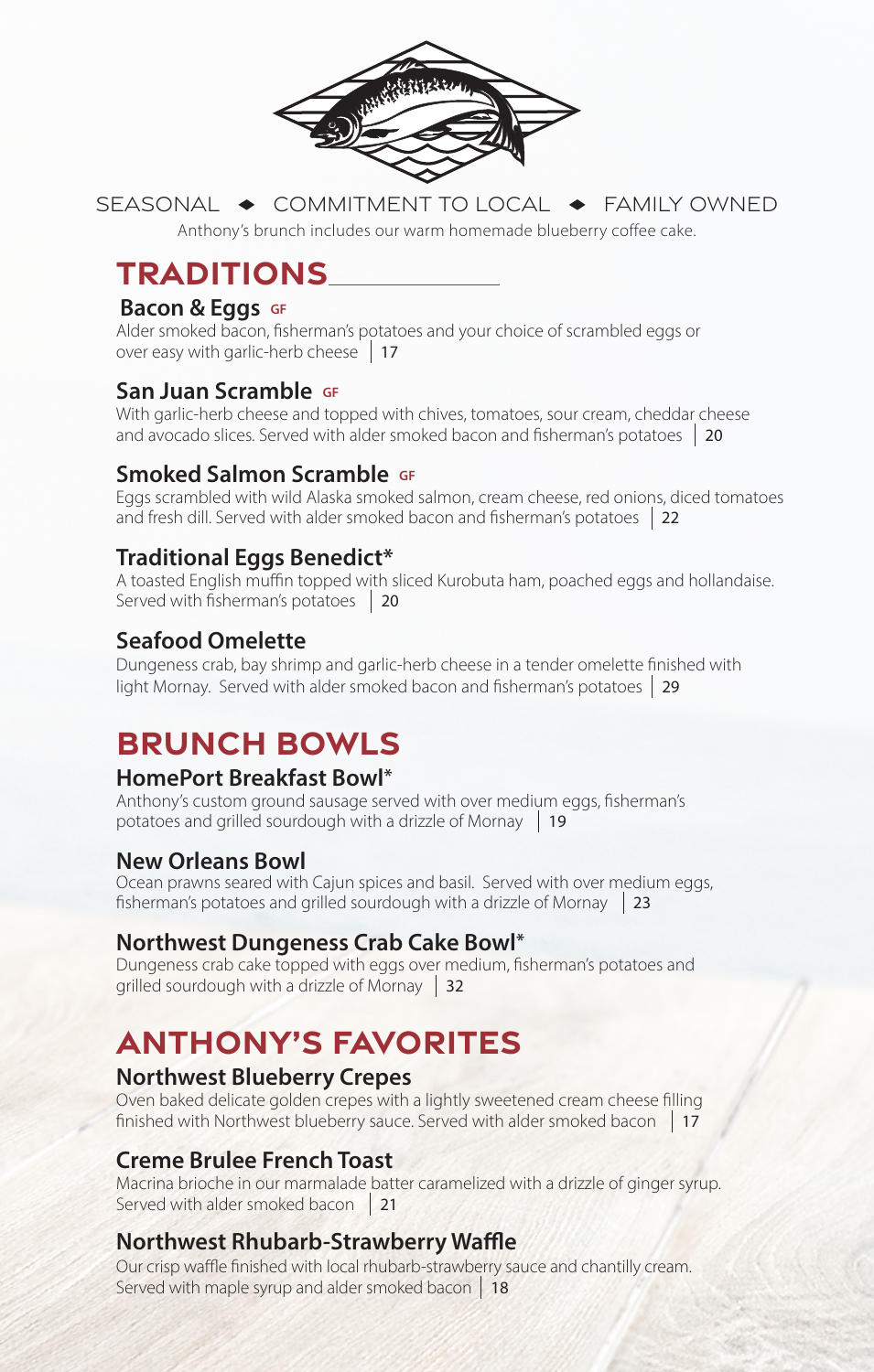SEASONAL ◆ COMMITMENT TO LOCAL ◆ FAMILY OWNED

Anthony's brunch includes our warm homemade blueberry coffee cake.

## TRADITIONS

### Bacon & Eggs GF
Alder smoked bacon, fisherman's potatoes and your choice of scrambled eggs or over easy with garlic-herb cheese | 17

### San Juan Scramble GF
With garlic-herb cheese and topped with chives, tomatoes, sour cream, cheddar cheese and avocado slices. Served with alder smoked bacon and fisherman's potatoes | 20

### Smoked Salmon Scramble GF
Eggs scrambled with wild Alaska smoked salmon, cream cheese, red onions, diced tomatoes and fresh dill. Served with alder smoked bacon and fisherman's potatoes | 22

### Traditional Eggs Benedict*
A toasted English muffin topped with sliced Kurobuta ham, poached eggs and hollandaise. Served with fisherman's potatoes | 20

### Seafood Omelette
Dungeness crab, bay shrimp and garlic-herb cheese in a tender omelette finished with light Mornay. Served with alder smoked bacon and fisherman's potatoes | 29

## BRUNCH BOWLS

### HomePort Breakfast Bowl*
Anthony's custom ground sausage served with over medium eggs, fisherman's potatoes and grilled sourdough with a drizzle of Mornay | 19

### New Orleans Bowl
Ocean prawns seared with Cajun spices and basil. Served with over medium eggs, fisherman's potatoes and grilled sourdough with a drizzle of Mornay | 23

### Northwest Dungeness Crab Cake Bowl*
Dungeness crab cake topped with eggs over medium, fisherman's potatoes and grilled sourdough with a drizzle of Mornay | 32

## ANTHONY'S FAVORITES

### Northwest Blueberry Crepes
Oven baked delicate golden crepes with a lightly sweetened cream cheese filling finished with Northwest blueberry sauce. Served with alder smoked bacon | 17

### Creme Brulee French Toast
Macrina brioche in our marmalade batter caramelized with a drizzle of ginger syrup. Served with alder smoked bacon | 21

### Northwest Rhubarb-Strawberry Waffle
Our crisp waffle finished with local rhubarb-strawberry sauce and chantilly cream. Served with maple syrup and alder smoked bacon | 18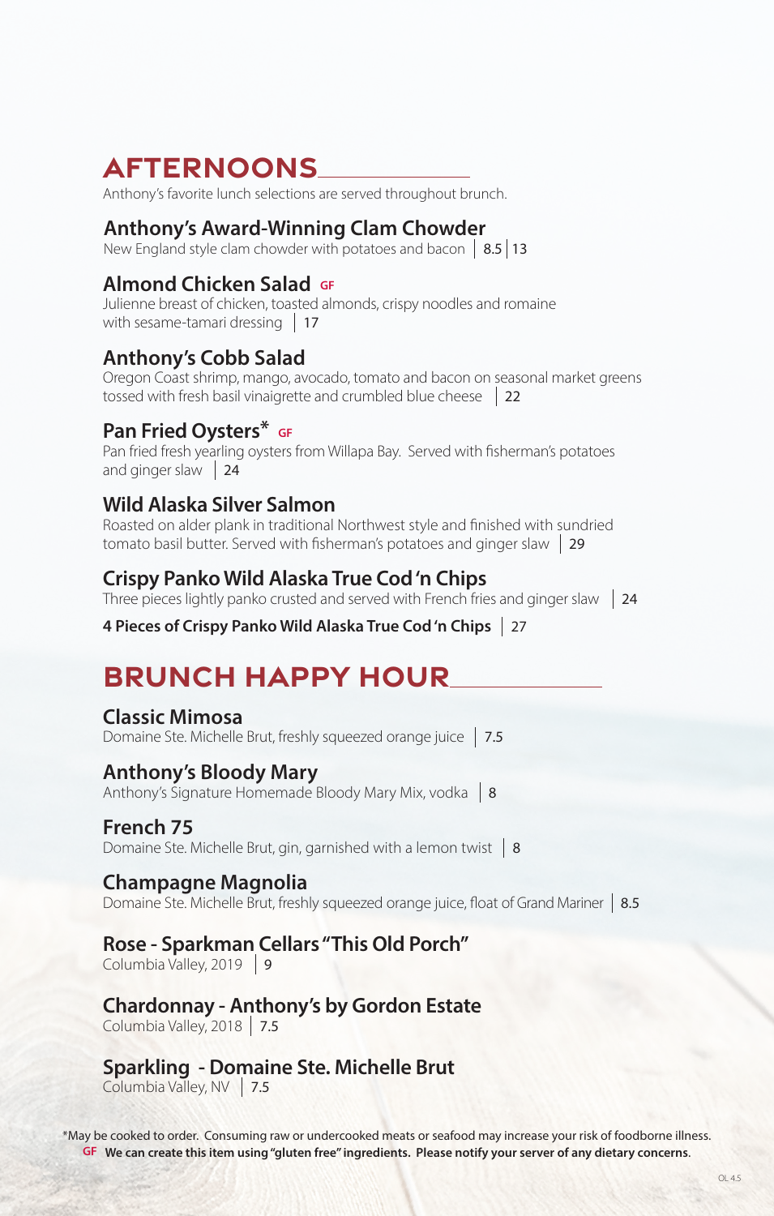# AFTERNOONS

Anthony's favorite lunch selections are served throughout brunch.

### Anthony's Award-Winning Clam Chowder

New England style clam chowder with potatoes and bacon | 8.5 | 13

### Almond Chicken Salad GF

Julienne breast of chicken, toasted almonds, crispy noodles and romaine with sesame-tamari dressing | 17

### Anthony's Cobb Salad

Oregon Coast shrimp, mango, avocado, tomato and bacon on seasonal market greens tossed with fresh basil vinaigrette and crumbled blue cheese | 22

### Pan Fried Oysters* GF

Pan fried fresh yearling oysters from Willapa Bay. Served with fisherman's potatoes and ginger slaw | 24

### Wild Alaska Silver Salmon

Roasted on alder plank in traditional Northwest style and finished with sundried tomato basil butter. Served with fisherman's potatoes and ginger slaw | 29

### Crispy Panko Wild Alaska True Cod 'n Chips

Three pieces lightly panko crusted and served with French fries and ginger slaw | 24

**4 Pieces of Crispy Panko Wild Alaska True Cod 'n Chips** | 27

# BRUNCH HAPPY HOUR

### Classic Mimosa

Domaine Ste. Michelle Brut, freshly squeezed orange juice | 7.5

### Anthony's Bloody Mary

Anthony's Signature Homemade Bloody Mary Mix, vodka | 8

### French 75

Domaine Ste. Michelle Brut, gin, garnished with a lemon twist | 8

### Champagne Magnolia

Domaine Ste. Michelle Brut, freshly squeezed orange juice, float of Grand Mariner | 8.5

### Rose - Sparkman Cellars "This Old Porch"

Columbia Valley, 2019 | 9

### Chardonnay - Anthony's by Gordon Estate

Columbia Valley, 2018 | 7.5

### Sparkling - Domaine Ste. Michelle Brut

Columbia Valley, NV | 7.5

*May be cooked to order. Consuming raw or undercooked meats or seafood may increase your risk of foodborne illness.

**GF We can create this item using "gluten free" ingredients. Please notify your server of any dietary concerns.**